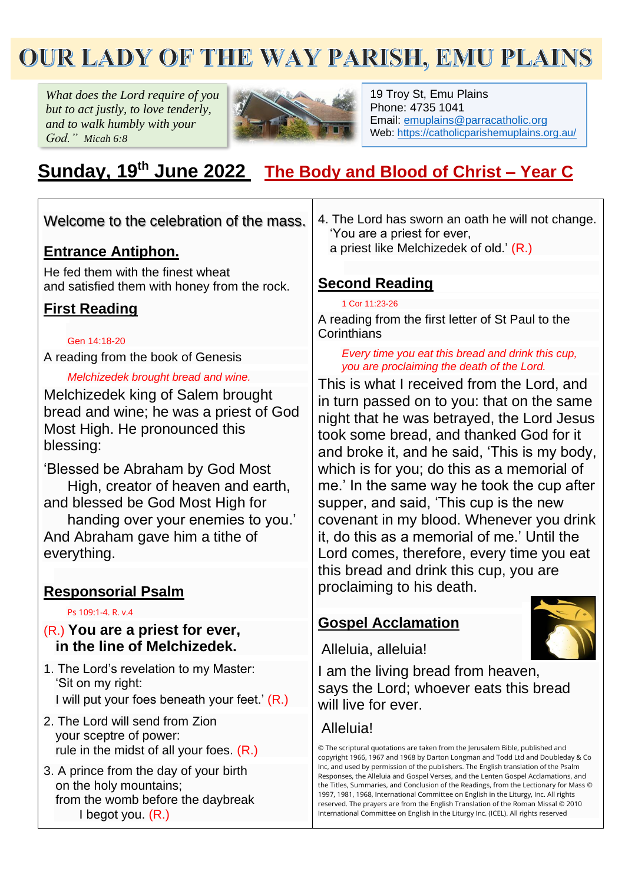# OUR LADY OF THE WAY PARISH, EMU PLAINS

*What does the Lord require of you but to act justly, to love tenderly, and to walk humbly with your God."* Micah 6:8

19 Troy St, Emu Plains
Phone: 4735 1041
Email: emuplains@parracatholic.org
Web: https://catholicparishemuplains.org.au/

## Sunday, 19th June 2022 The Body and Blood of Christ – Year C

Welcome to the celebration of the mass.

### Entrance Antiphon.

He fed them with the finest wheat
and satisfied them with honey from the rock.

### First Reading

Gen 14:18-20

A reading from the book of Genesis

*Melchizedek brought bread and wine.*

Melchizedek king of Salem brought bread and wine; he was a priest of God Most High. He pronounced this blessing:

'Blessed be Abraham by God Most
High, creator of heaven and earth,
and blessed be God Most High for
handing over your enemies to you.'
And Abraham gave him a tithe of everything.

### Responsorial Psalm

Ps 109:1-4. R. v.4

(R.) **You are a priest for ever,
in the line of Melchizedek.**

1. The Lord's revelation to my Master:
'Sit on my right:
I will put your foes beneath your feet.' (R.)

2. The Lord will send from Zion
your sceptre of power:
rule in the midst of all your foes. (R.)

3. A prince from the day of your birth
on the holy mountains;
from the womb before the daybreak
I begot you. (R.)

4. The Lord has sworn an oath he will not change.
'You are a priest for ever,
a priest like Melchizedek of old.' (R.)

### Second Reading

1 Cor 11:23-26

A reading from the first letter of St Paul to the Corinthians

*Every time you eat this bread and drink this cup, you are proclaiming the death of the Lord.*

This is what I received from the Lord, and in turn passed on to you: that on the same night that he was betrayed, the Lord Jesus took some bread, and thanked God for it and broke it, and he said, 'This is my body, which is for you; do this as a memorial of me.' In the same way he took the cup after supper, and said, 'This cup is the new covenant in my blood. Whenever you drink it, do this as a memorial of me.' Until the Lord comes, therefore, every time you eat this bread and drink this cup, you are proclaiming to his death.

### Gospel Acclamation

Alleluia, alleluia!

I am the living bread from heaven,
says the Lord; whoever eats this bread
will live for ever.

Alleluia!

© The scriptural quotations are taken from the Jerusalem Bible, published and copyright 1966, 1967 and 1968 by Darton Longman and Todd Ltd and Doubleday & Co Inc, and used by permission of the publishers. The English translation of the Psalm Responses, the Alleluia and Gospel Verses, and the Lenten Gospel Acclamations, and the Titles, Summaries, and Conclusion of the Readings, from the Lectionary for Mass © 1997, 1981, 1968, International Committee on English in the Liturgy, Inc. All rights reserved. The prayers are from the English Translation of the Roman Missal © 2010 International Committee on English in the Liturgy Inc. (ICEL). All rights reserved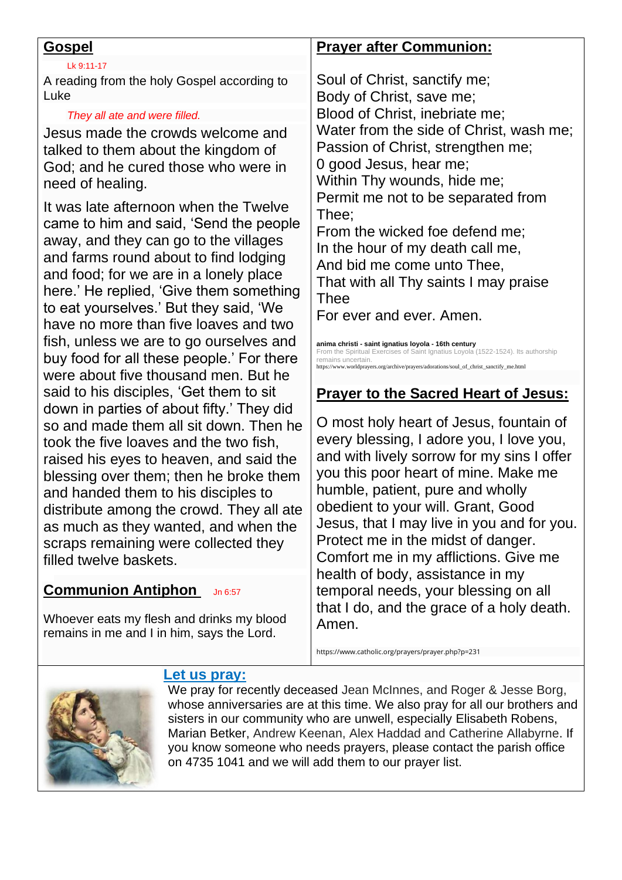## Gospel

Lk 9:11-17

A reading from the holy Gospel according to Luke

*They all ate and were filled.*

Jesus made the crowds welcome and talked to them about the kingdom of God; and he cured those who were in need of healing.

It was late afternoon when the Twelve came to him and said, 'Send the people away, and they can go to the villages and farms round about to find lodging and food; for we are in a lonely place here.' He replied, 'Give them something to eat yourselves.' But they said, 'We have no more than five loaves and two fish, unless we are to go ourselves and buy food for all these people.' For there were about five thousand men. But he said to his disciples, 'Get them to sit down in parties of about fifty.' They did so and made them all sit down. Then he took the five loaves and the two fish, raised his eyes to heaven, and said the blessing over them; then he broke them and handed them to his disciples to distribute among the crowd. They all ate as much as they wanted, and when the scraps remaining were collected they filled twelve baskets.

## Communion Antiphon Jn 6:57

Whoever eats my flesh and drinks my blood remains in me and I in him, says the Lord.

## Prayer after Communion:

Soul of Christ, sanctify me;
Body of Christ, save me;
Blood of Christ, inebriate me;
Water from the side of Christ, wash me;
Passion of Christ, strengthen me;
0 good Jesus, hear me;
Within Thy wounds, hide me;
Permit me not to be separated from Thee;
From the wicked foe defend me;
In the hour of my death call me,
And bid me come unto Thee,
That with all Thy saints I may praise Thee
For ever and ever. Amen.

**anima christi - saint ignatius loyola - 16th century**
From the Spiritual Exercises of Saint Ignatius Loyola (1522-1524). Its authorship remains uncertain.
https://www.worldprayers.org/archive/prayers/adorations/soul_of_christ_sanctify_me.html

## Prayer to the Sacred Heart of Jesus:

O most holy heart of Jesus, fountain of every blessing, I adore you, I love you, and with lively sorrow for my sins I offer you this poor heart of mine. Make me humble, patient, pure and wholly obedient to your will. Grant, Good Jesus, that I may live in you and for you. Protect me in the midst of danger. Comfort me in my afflictions. Give me health of body, assistance in my temporal needs, your blessing on all that I do, and the grace of a holy death. Amen.

https://www.catholic.org/prayers/prayer.php?p=231

## Let us pray:

We pray for recently deceased Jean McInnes, and Roger & Jesse Borg, whose anniversaries are at this time. We also pray for all our brothers and sisters in our community who are unwell, especially Elisabeth Robens, Marian Betker, Andrew Keenan, Alex Haddad and Catherine Allabyrne. If you know someone who needs prayers, please contact the parish office on 4735 1041 and we will add them to our prayer list.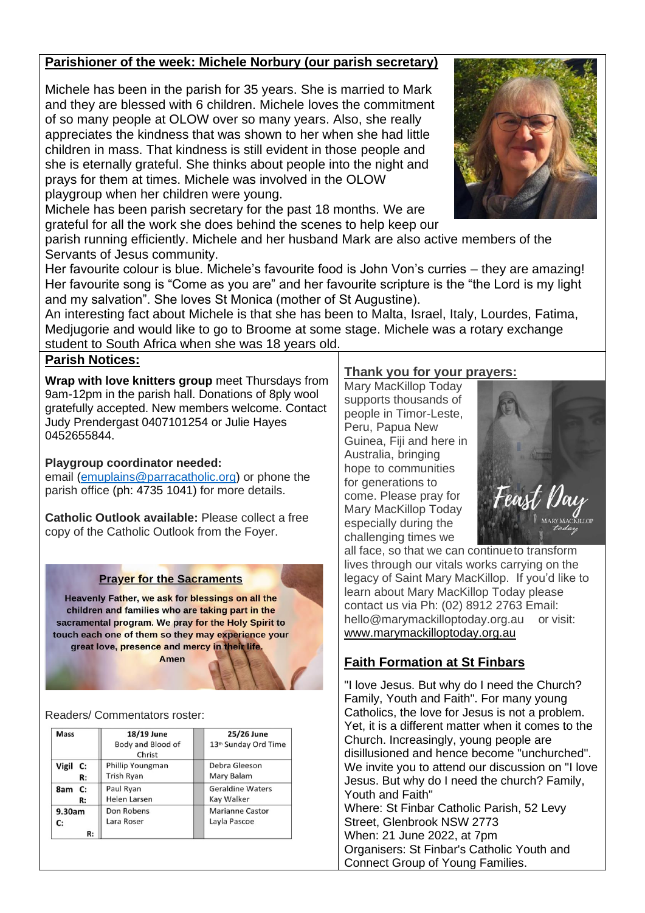## Parishioner of the week: Michele Norbury (our parish secretary)

Michele has been in the parish for 35 years. She is married to Mark and they are blessed with 6 children. Michele loves the commitment of so many people at OLOW over so many years. Also, she really appreciates the kindness that was shown to her when she had little children in mass. That kindness is still evident in those people and she is eternally grateful. She thinks about people into the night and prays for them at times. Michele was involved in the OLOW playgroup when her children were young.

Michele has been parish secretary for the past 18 months. We are grateful for all the work she does behind the scenes to help keep our parish running efficiently. Michele and her husband Mark are also active members of the Servants of Jesus community.

Her favourite colour is blue. Michele's favourite food is John Von's curries – they are amazing! Her favourite song is "Come as you are" and her favourite scripture is the "the Lord is my light and my salvation". She loves St Monica (mother of St Augustine).

An interesting fact about Michele is that she has been to Malta, Israel, Italy, Lourdes, Fatima, Medjugorie and would like to go to Broome at some stage. Michele was a rotary exchange student to South Africa when she was 18 years old.

## Parish Notices:

**Wrap with love knitters group** meet Thursdays from 9am-12pm in the parish hall. Donations of 8ply wool gratefully accepted. New members welcome. Contact Judy Prendergast 0407101254 or Julie Hayes 0452655844.

**Playgroup coordinator needed:**
email (emuplains@parracatholic.org) or phone the parish office (ph: 4735 1041) for more details.

**Catholic Outlook available:** Please collect a free copy of the Catholic Outlook from the Foyer.

### Prayer for the Sacraments

**Heavenly Father, we ask for blessings on all the children and families who are taking part in the sacramental program. We pray for the Holy Spirit to touch each one of them so they may experience your great love, presence and mercy in their life.**
**Amen**

Readers/ Commentators roster:

| Mass | 18/19 June Body and Blood of Christ | 25/26 June 13th Sunday Ord Time |
|---|---|---|
| Vigil C: | Phillip Youngman | Debra Gleeson |
| R: | Trish Ryan | Mary Balam |
| 8am C: | Paul Ryan | Geraldine Waters |
| R: | Helen Larsen | Kay Walker |
| 9.30am C: | Don Robens | Marianne Castor |
| R: | Lara Roser | Layla Pascoe |

## Thank you for your prayers:

Mary MacKillop Today supports thousands of people in Timor-Leste, Peru, Papua New Guinea, Fiji and here in Australia, bringing hope to communities for generations to come. Please pray for Mary MacKillop Today especially during the challenging times we all face, so that we can continue to transform lives through our vitals works carrying on the legacy of Saint Mary MacKillop. If you'd like to learn about Mary MacKillop Today please contact us via Ph: (02) 8912 2763 Email: hello@marymackilloptoday.org.au or visit: www.marymackilloptoday.org.au

## Faith Formation at St Finbars

"I love Jesus. But why do I need the Church? Family, Youth and Faith". For many young Catholics, the love for Jesus is not a problem. Yet, it is a different matter when it comes to the Church. Increasingly, young people are disillusioned and hence become "unchurched". We invite you to attend our discussion on "I love Jesus. But why do I need the church? Family, Youth and Faith"

Where: St Finbar Catholic Parish, 52 Levy Street, Glenbrook NSW 2773
When: 21 June 2022, at 7pm
Organisers: St Finbar's Catholic Youth and Connect Group of Young Families.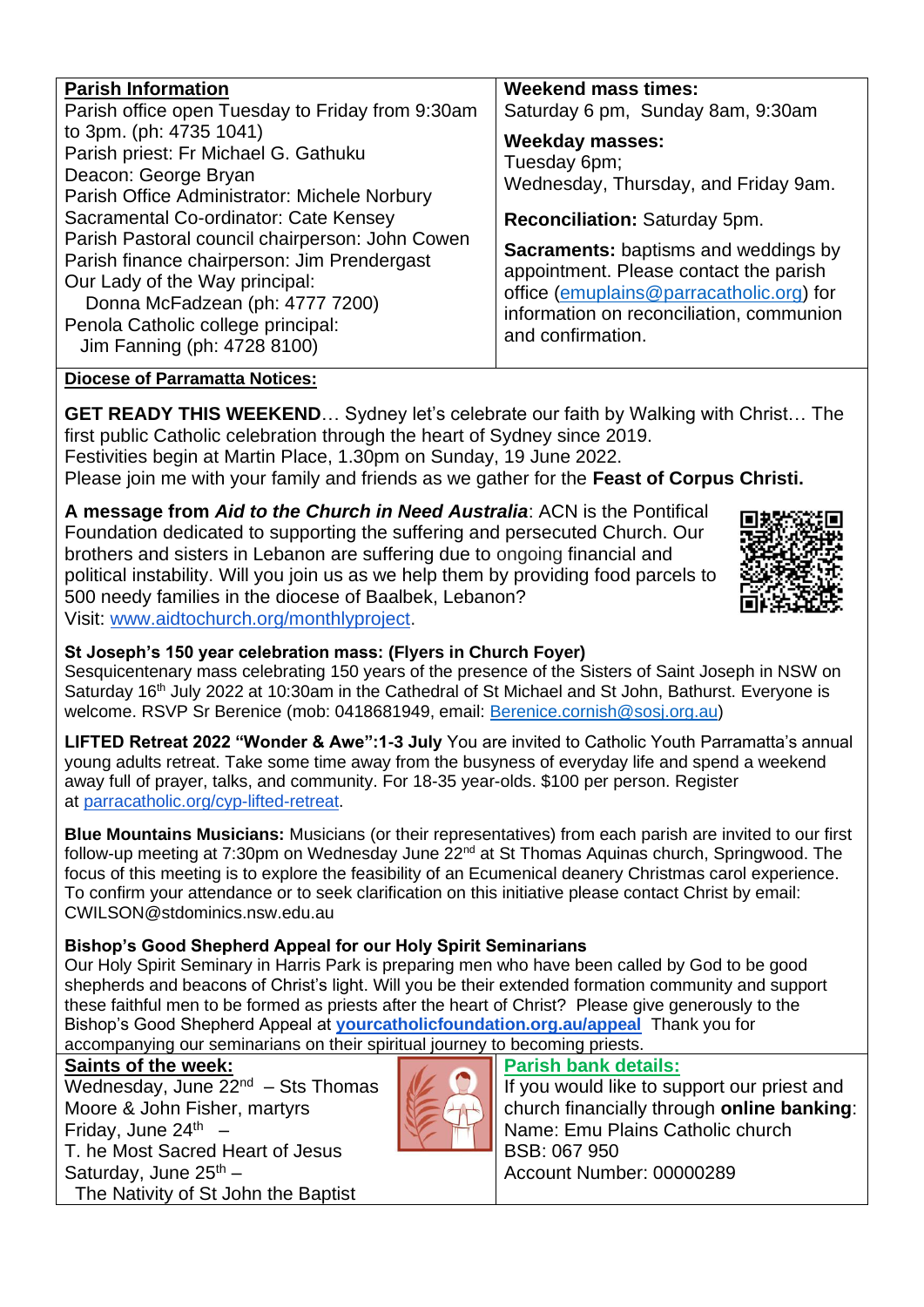**Parish Information**

Parish office open Tuesday to Friday from 9:30am to 3pm. (ph: 4735 1041)
Parish priest: Fr Michael G. Gathuku
Deacon: George Bryan
Parish Office Administrator: Michele Norbury
Sacramental Co-ordinator: Cate Kensey
Parish Pastoral council chairperson: John Cowen
Parish finance chairperson: Jim Prendergast
Our Lady of the Way principal:
Donna McFadzean (ph: 4777 7200)
Penola Catholic college principal:
Jim Fanning (ph: 4728 8100)

**Weekend mass times:**
Saturday 6 pm, Sunday 8am, 9:30am

**Weekday masses:**
Tuesday 6pm;
Wednesday, Thursday, and Friday 9am.

**Reconciliation:** Saturday 5pm.

**Sacraments:** baptisms and weddings by appointment. Please contact the parish office (emuplains@parracatholic.org) for information on reconciliation, communion and confirmation.

**Diocese of Parramatta Notices:**

**GET READY THIS WEEKEND**… Sydney let's celebrate our faith by Walking with Christ… The first public Catholic celebration through the heart of Sydney since 2019.
Festivities begin at Martin Place, 1.30pm on Sunday, 19 June 2022.
Please join me with your family and friends as we gather for the **Feast of Corpus Christi.**

**A message from *Aid to the Church in Need Australia***: ACN is the Pontifical Foundation dedicated to supporting the suffering and persecuted Church. Our brothers and sisters in Lebanon are suffering due to ongoing financial and political instability. Will you join us as we help them by providing food parcels to 500 needy families in the diocese of Baalbek, Lebanon?
Visit: www.aidtochurch.org/monthlyproject.

**St Joseph's 150 year celebration mass: (Flyers in Church Foyer)**
Sesquicentenary mass celebrating 150 years of the presence of the Sisters of Saint Joseph in NSW on Saturday 16th July 2022 at 10:30am in the Cathedral of St Michael and St John, Bathurst. Everyone is welcome. RSVP Sr Berenice (mob: 0418681949, email: Berenice.cornish@sosj.org.au)

**LIFTED Retreat 2022 "Wonder & Awe":1-3 July** You are invited to Catholic Youth Parramatta's annual young adults retreat. Take some time away from the busyness of everyday life and spend a weekend away full of prayer, talks, and community. For 18-35 year-olds. $100 per person. Register at parracatholic.org/cyp-lifted-retreat.

**Blue Mountains Musicians:** Musicians (or their representatives) from each parish are invited to our first follow-up meeting at 7:30pm on Wednesday June 22nd at St Thomas Aquinas church, Springwood. The focus of this meeting is to explore the feasibility of an Ecumenical deanery Christmas carol experience. To confirm your attendance or to seek clarification on this initiative please contact Christ by email: CWILSON@stdominics.nsw.edu.au

**Bishop's Good Shepherd Appeal for our Holy Spirit Seminarians**
Our Holy Spirit Seminary in Harris Park is preparing men who have been called by God to be good shepherds and beacons of Christ's light. Will you be their extended formation community and support these faithful men to be formed as priests after the heart of Christ? Please give generously to the Bishop's Good Shepherd Appeal at **yourcatholicfoundation.org.au/appeal** Thank you for accompanying our seminarians on their spiritual journey to becoming priests.

**Saints of the week:**
Wednesday, June 22nd – Sts Thomas Moore & John Fisher, martyrs
Friday, June 24th –
T. he Most Sacred Heart of Jesus
Saturday, June 25th –
The Nativity of St John the Baptist

**Parish bank details:**
If you would like to support our priest and church financially through **online banking**:
Name: Emu Plains Catholic church
BSB: 067 950
Account Number: 00000289